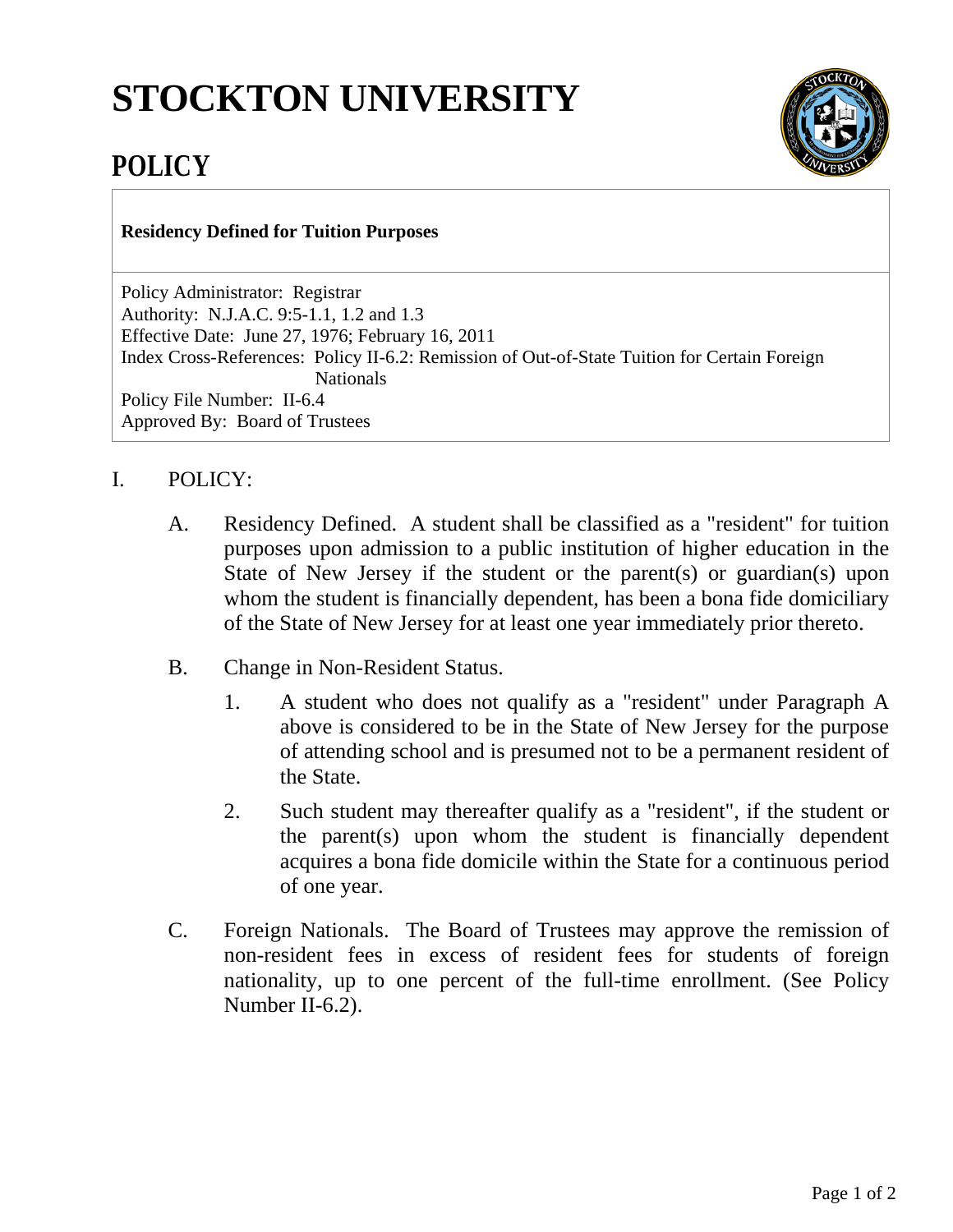# STOCKTON UNIVERSITY

## POLICY

**Residency Defined for Tuition Purposes**

Policy Administrator: Registrar
Authority: N.J.A.C. 9:5-1.1, 1.2 and 1.3
Effective Date: June 27, 1976; February 16, 2011
Index Cross-References: Policy II-6.2: Remission of Out-of-State Tuition for Certain Foreign Nationals
Policy File Number: II-6.4
Approved By: Board of Trustees

I. POLICY:

A. Residency Defined. A student shall be classified as a "resident" for tuition purposes upon admission to a public institution of higher education in the State of New Jersey if the student or the parent(s) or guardian(s) upon whom the student is financially dependent, has been a bona fide domiciliary of the State of New Jersey for at least one year immediately prior thereto.

B. Change in Non-Resident Status.

1. A student who does not qualify as a "resident" under Paragraph A above is considered to be in the State of New Jersey for the purpose of attending school and is presumed not to be a permanent resident of the State.

2. Such student may thereafter qualify as a "resident", if the student or the parent(s) upon whom the student is financially dependent acquires a bona fide domicile within the State for a continuous period of one year.

C. Foreign Nationals. The Board of Trustees may approve the remission of non-resident fees in excess of resident fees for students of foreign nationality, up to one percent of the full-time enrollment. (See Policy Number II-6.2).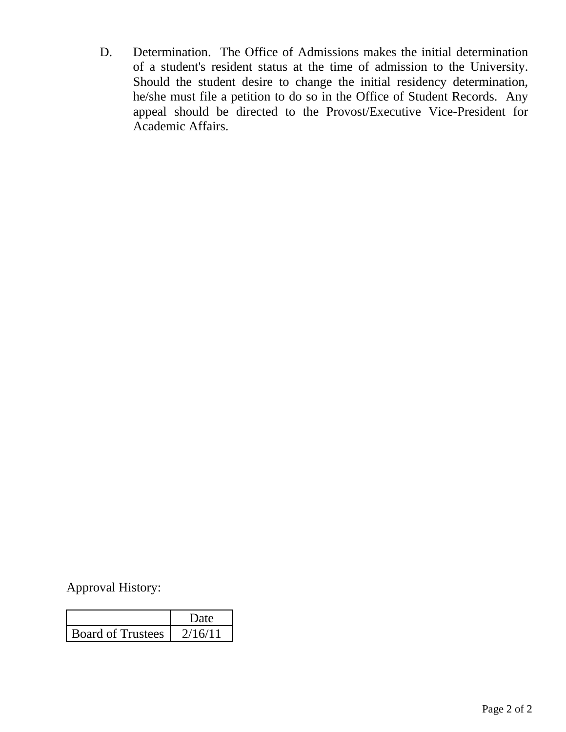D. Determination. The Office of Admissions makes the initial determination of a student's resident status at the time of admission to the University. Should the student desire to change the initial residency determination, he/she must file a petition to do so in the Office of Student Records. Any appeal should be directed to the Provost/Executive Vice-President for Academic Affairs.

Approval History:

| | Date |
|---|---|
| Board of Trustees | 2/16/11 |